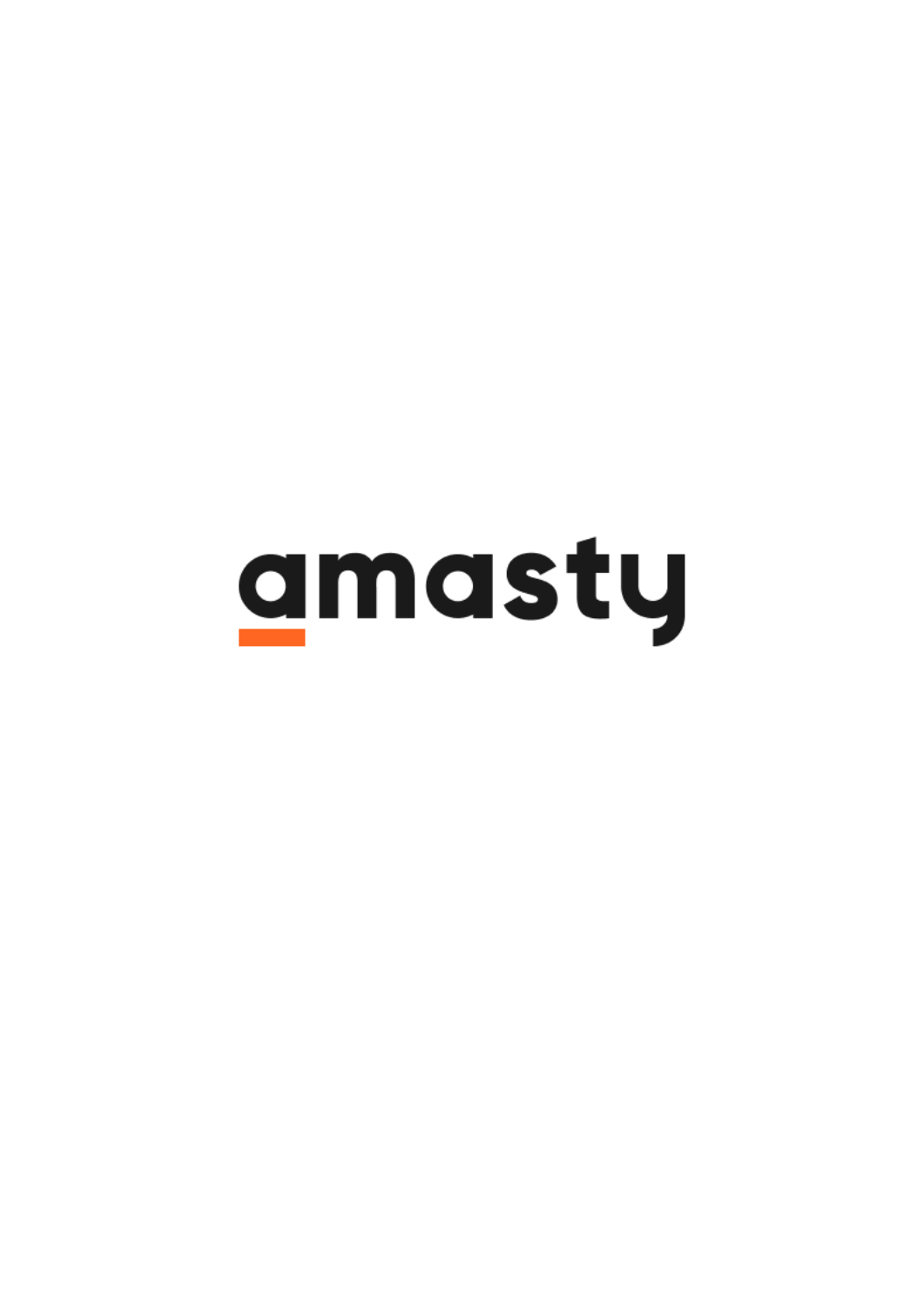amasty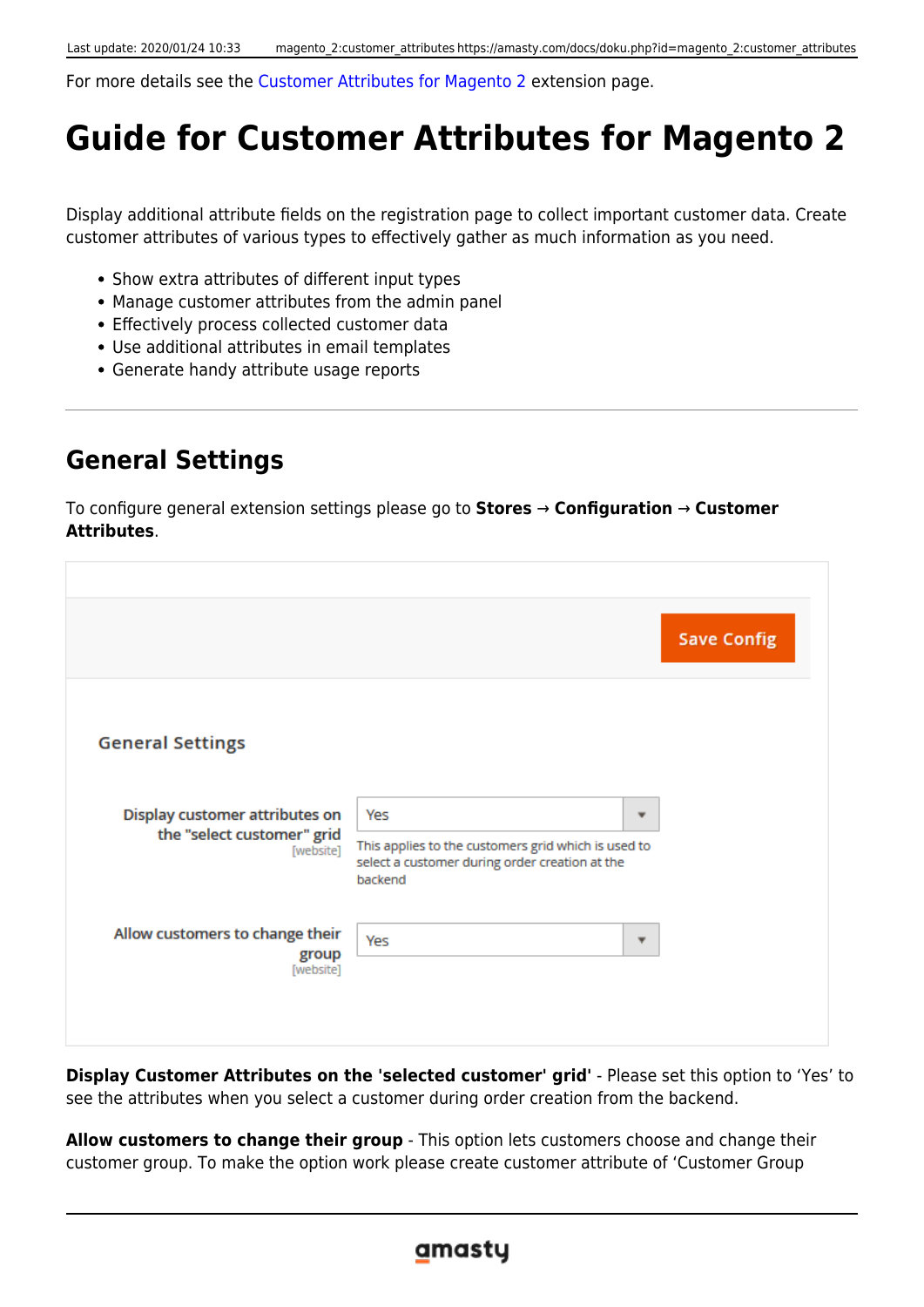For more details see the Customer Attributes for Magento 2 extension page.

# Guide for Customer Attributes for Magento 2

Display additional attribute fields on the registration page to collect important customer data. Create customer attributes of various types to effectively gather as much information as you need.

- Show extra attributes of different input types
- Manage customer attributes from the admin panel
- Effectively process collected customer data
- Use additional attributes in email templates
- Generate handy attribute usage reports

---

## General Settings

To configure general extension settings please go to **Stores** → **Configuration** → **Customer Attributes**.

**Display Customer Attributes on the 'selected customer' grid** - Please set this option to 'Yes' to see the attributes when you select a customer during order creation from the backend.

**Allow customers to change their group** - This option lets customers choose and change their customer group. To make the option work please create customer attribute of 'Customer Group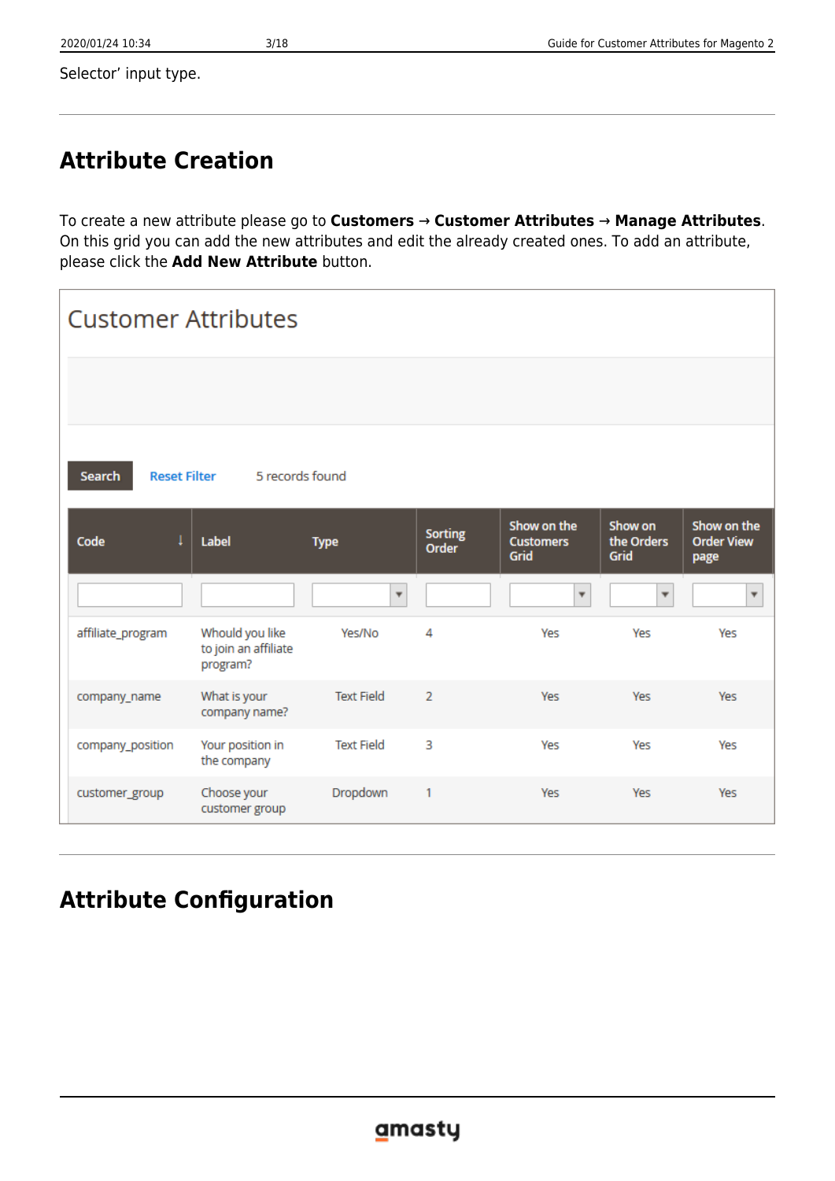Selector' input type.

## Attribute Creation

To create a new attribute please go to **Customers** → **Customer Attributes** → **Manage Attributes**. On this grid you can add the new attributes and edit the already created ones. To add an attribute, please click the **Add New Attribute** button.

Customer Attributes

Search | Reset Filter | 5 records found

| Code | Label | Type | Sorting Order | Show on the Customers Grid | Show on the Orders Grid | Show on the Order View page |
|---|---|---|---|---|---|---|
| affiliate_program | Whould you like to join an affiliate program? | Yes/No | 4 | Yes | Yes | Yes |
| company_name | What is your company name? | Text Field | 2 | Yes | Yes | Yes |
| company_position | Your position in the company | Text Field | 3 | Yes | Yes | Yes |
| customer_group | Choose your customer group | Dropdown | 1 | Yes | Yes | Yes |

## Attribute Configuration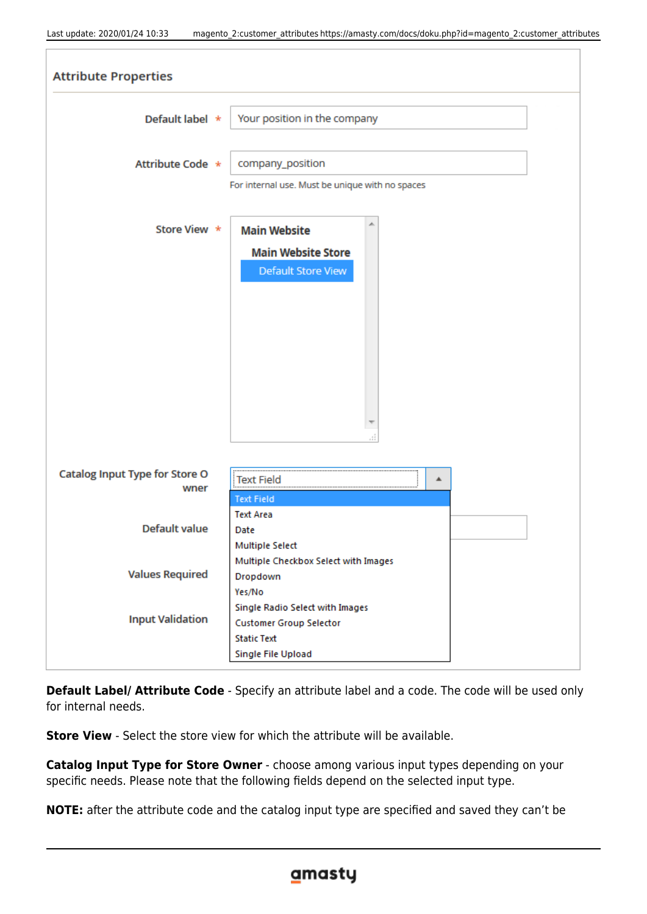**Default Label/ Attribute Code** - Specify an attribute label and a code. The code will be used only for internal needs.

**Store View** - Select the store view for which the attribute will be available.

**Catalog Input Type for Store Owner** - choose among various input types depending on your specific needs. Please note that the following fields depend on the selected input type.

**NOTE:** after the attribute code and the catalog input type are specified and saved they can't be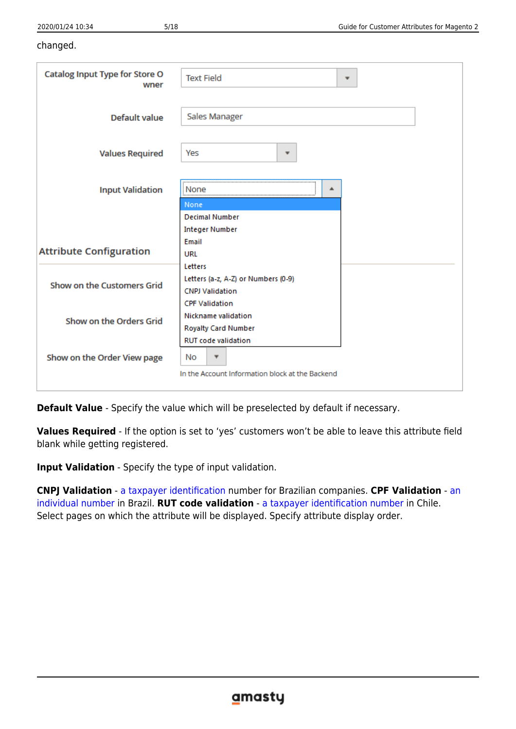changed.

| | |
|---|---|
| Catalog Input Type for Store Owner | Text Field |
| Default value | Sales Manager |
| Values Required | Yes |
| Input Validation | None |

Input Validation options: None, Decimal Number, Integer Number, Email, URL, Letters, Letters (a-z, A-Z) or Numbers (0-9), CNPJ Validation, CPF Validation, Nickname validation, Royalty Card Number, RUT code validation

**Attribute Configuration**

| | |
|---|---|
| Show on the Customers Grid | |
| Show on the Orders Grid | |
| Show on the Order View page | No |

In the Account Information block at the Backend

**Default Value** - Specify the value which will be preselected by default if necessary.

**Values Required** - If the option is set to 'yes' customers won't be able to leave this attribute field blank while getting registered.

**Input Validation** - Specify the type of input validation.

**CNPJ Validation** - a taxpayer identification number for Brazilian companies. **CPF Validation** - an individual number in Brazil. **RUT code validation** - a taxpayer identification number in Chile. Select pages on which the attribute will be displayed. Specify attribute display order.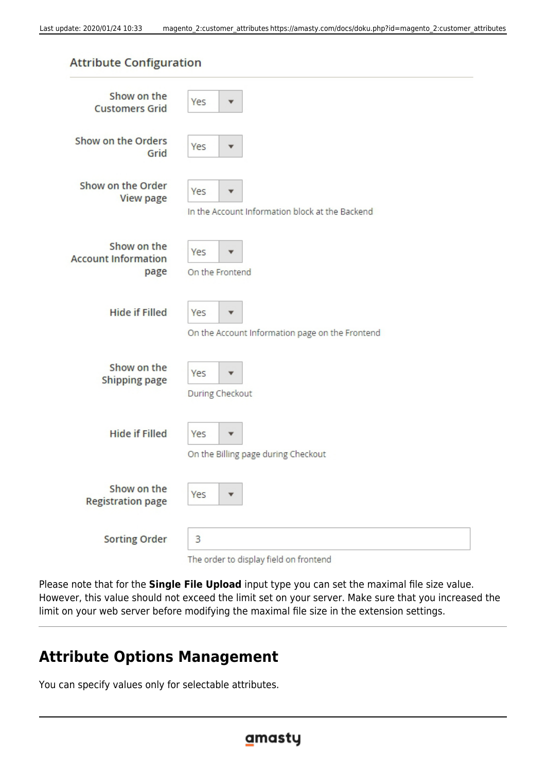Attribute Configuration

| Setting | Value | Note |
| --- | --- | --- |
| Show on the Customers Grid | Yes | |
| Show on the Orders Grid | Yes | |
| Show on the Order View page | Yes | In the Account Information block at the Backend |
| Show on the Account Information page | Yes | On the Frontend |
| Hide if Filled | Yes | On the Account Information page on the Frontend |
| Show on the Shipping page | Yes | During Checkout |
| Hide if Filled | Yes | On the Billing page during Checkout |
| Show on the Registration page | Yes | |
| Sorting Order | 3 | The order to display field on frontend |

Please note that for the **Single File Upload** input type you can set the maximal file size value. However, this value should not exceed the limit set on your server. Make sure that you increased the limit on your web server before modifying the maximal file size in the extension settings.

## Attribute Options Management

You can specify values only for selectable attributes.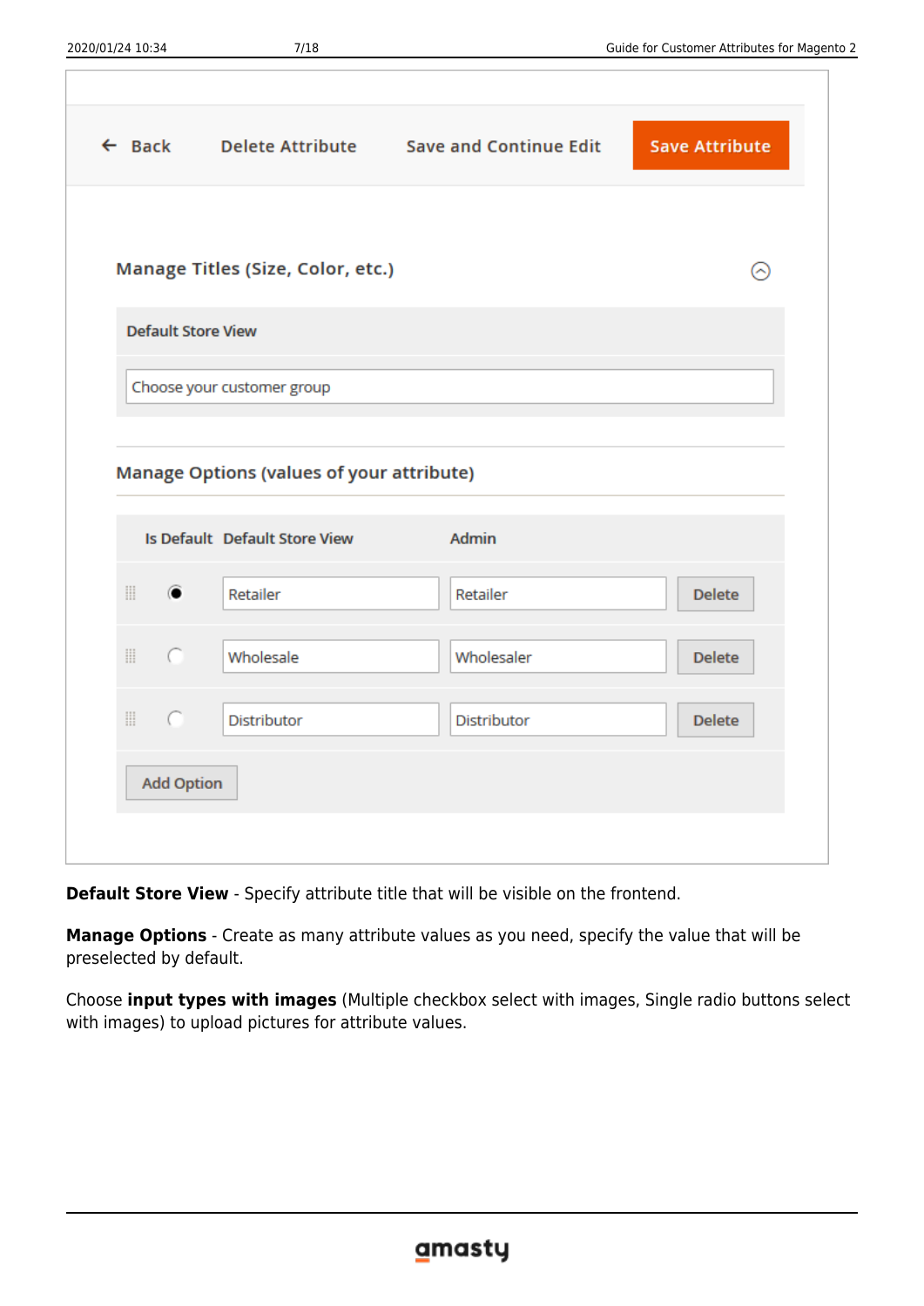| ← Back | Delete Attribute | Save and Continue Edit | Save Attribute |
|---|---|---|---|

**Manage Titles (Size, Color, etc.)**

| Default Store View |
|---|
| Choose your customer group |

**Manage Options (values of your attribute)**

| Is Default | Default Store View | Admin | |
|---|---|---|---|
| ● | Retailer | Retailer | Delete |
| ○ | Wholesale | Wholesaler | Delete |
| ○ | Distributor | Distributor | Delete |

Add Option

**Default Store View** - Specify attribute title that will be visible on the frontend.

**Manage Options** - Create as many attribute values as you need, specify the value that will be preselected by default.

Choose **input types with images** (Multiple checkbox select with images, Single radio buttons select with images) to upload pictures for attribute values.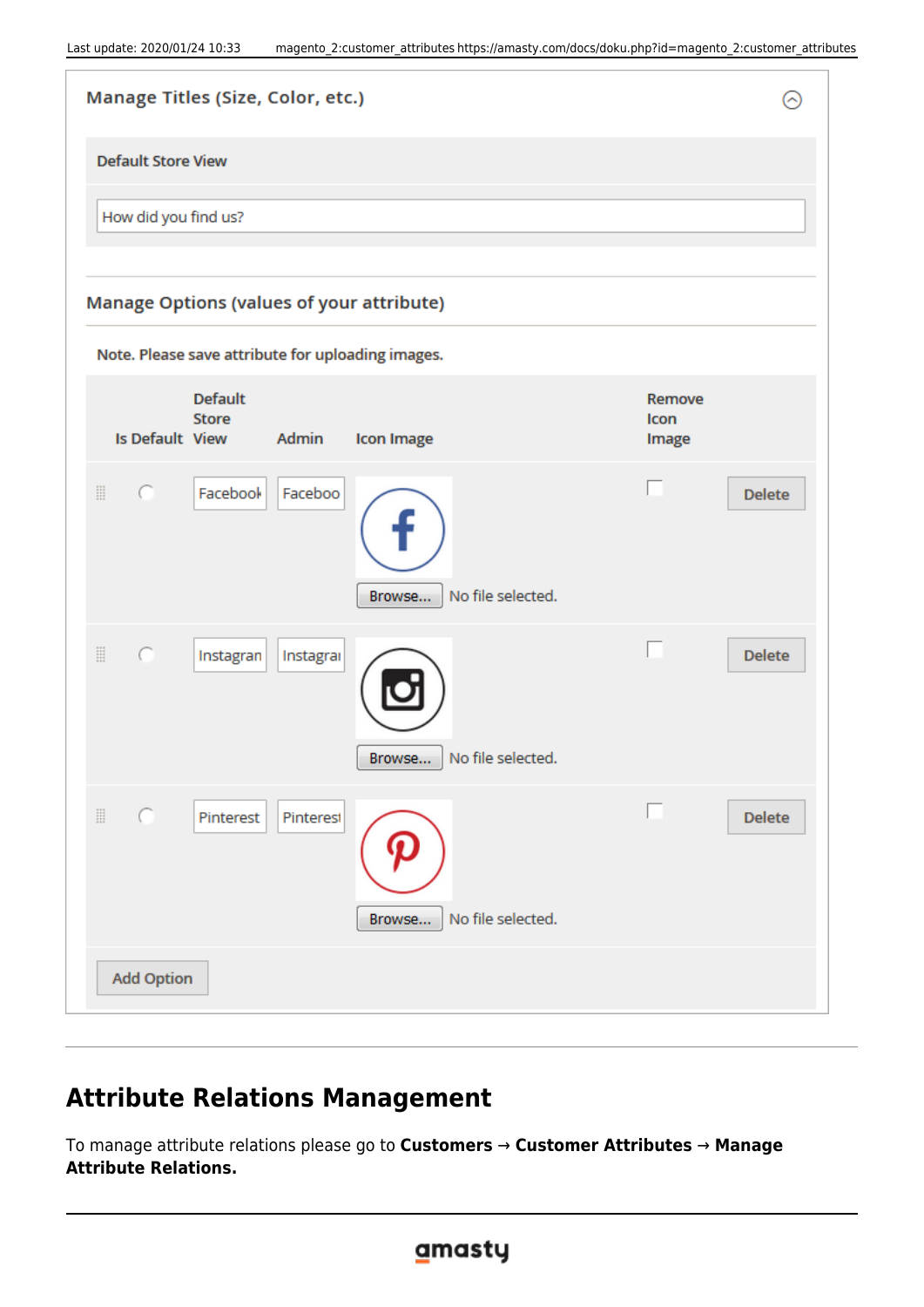## Attribute Relations Management

To manage attribute relations please go to **Customers** → **Customer Attributes** → **Manage Attribute Relations.**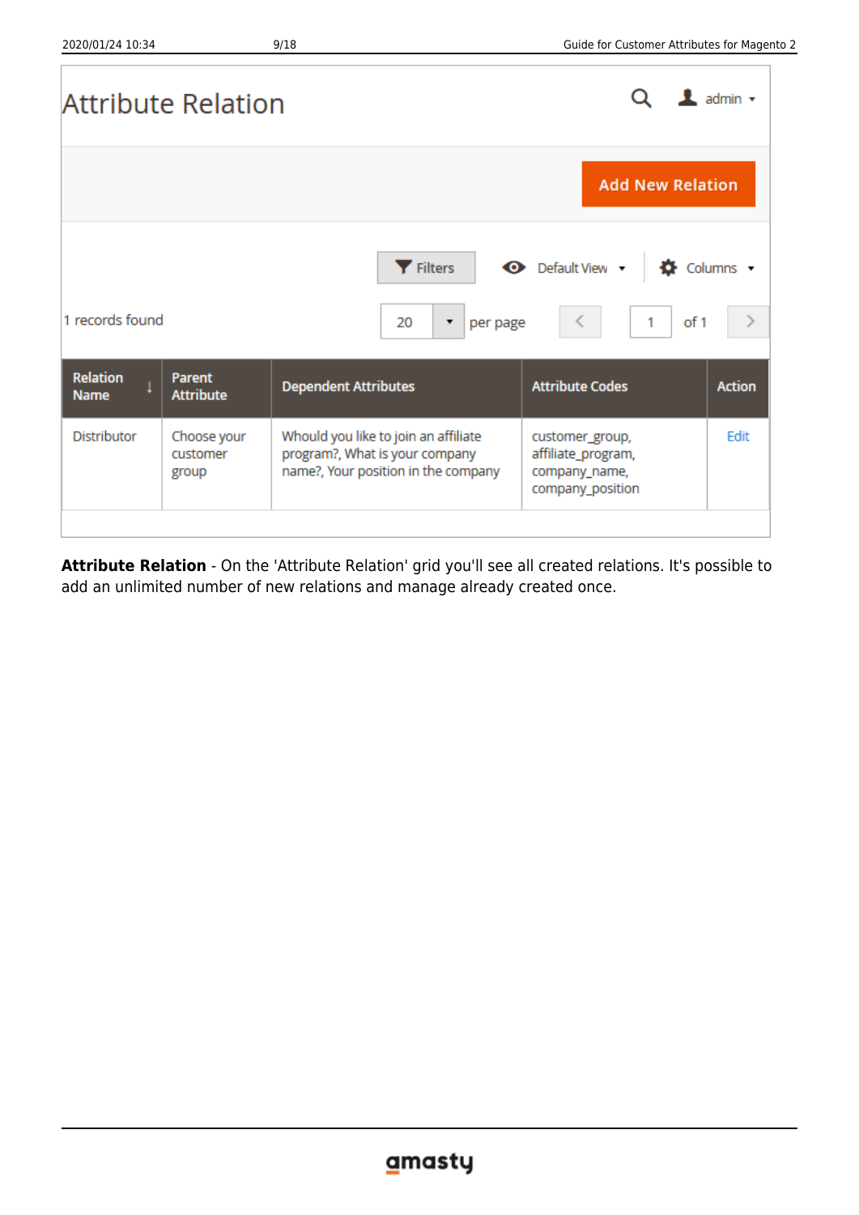# Attribute Relation

Add New Relation

Filters | Default View | Columns

1 records found

20 per page | 1 of 1

| Relation Name | Parent Attribute | Dependent Attributes | Attribute Codes | Action |
|---|---|---|---|---|
| Distributor | Choose your customer group | Whould you like to join an affiliate program?, What is your company name?, Your position in the company | customer_group, affiliate_program, company_name, company_position | Edit |

**Attribute Relation** - On the 'Attribute Relation' grid you'll see all created relations. It's possible to add an unlimited number of new relations and manage already created once.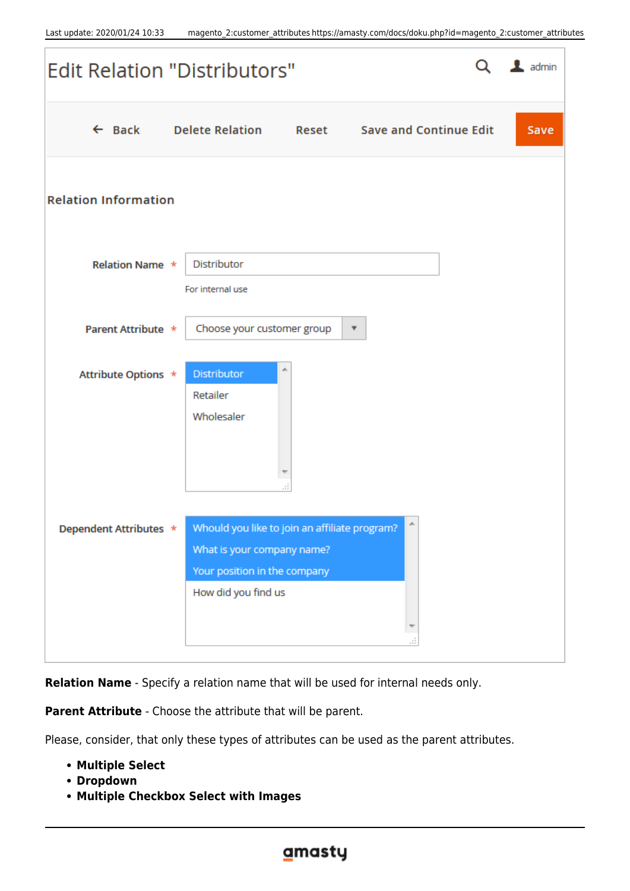**Relation Name** - Specify a relation name that will be used for internal needs only.

**Parent Attribute** - Choose the attribute that will be parent.

Please, consider, that only these types of attributes can be used as the parent attributes.

- **Multiple Select**
- **Dropdown**
- **Multiple Checkbox Select with Images**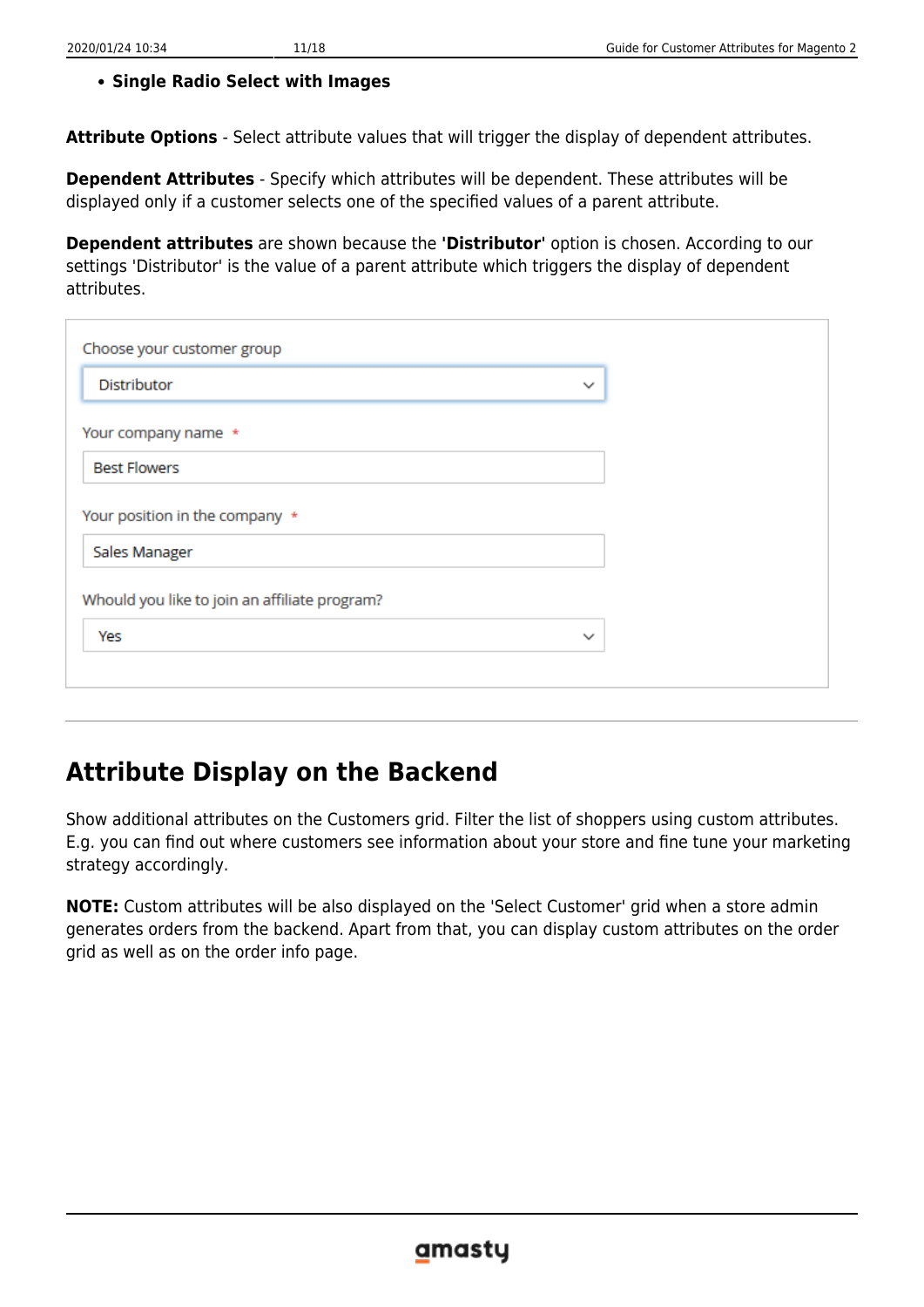- **Single Radio Select with Images**

**Attribute Options** - Select attribute values that will trigger the display of dependent attributes.

**Dependent Attributes** - Specify which attributes will be dependent. These attributes will be displayed only if a customer selects one of the specified values of a parent attribute.

**Dependent attributes** are shown because the **'Distributor'** option is chosen. According to our settings 'Distributor' is the value of a parent attribute which triggers the display of dependent attributes.

Choose your customer group

Distributor

Your company name *

Best Flowers

Your position in the company *

Sales Manager

Whould you like to join an affiliate program?

Yes

---

## Attribute Display on the Backend

Show additional attributes on the Customers grid. Filter the list of shoppers using custom attributes. E.g. you can find out where customers see information about your store and fine tune your marketing strategy accordingly.

**NOTE:** Custom attributes will be also displayed on the 'Select Customer' grid when a store admin generates orders from the backend. Apart from that, you can display custom attributes on the order grid as well as on the order info page.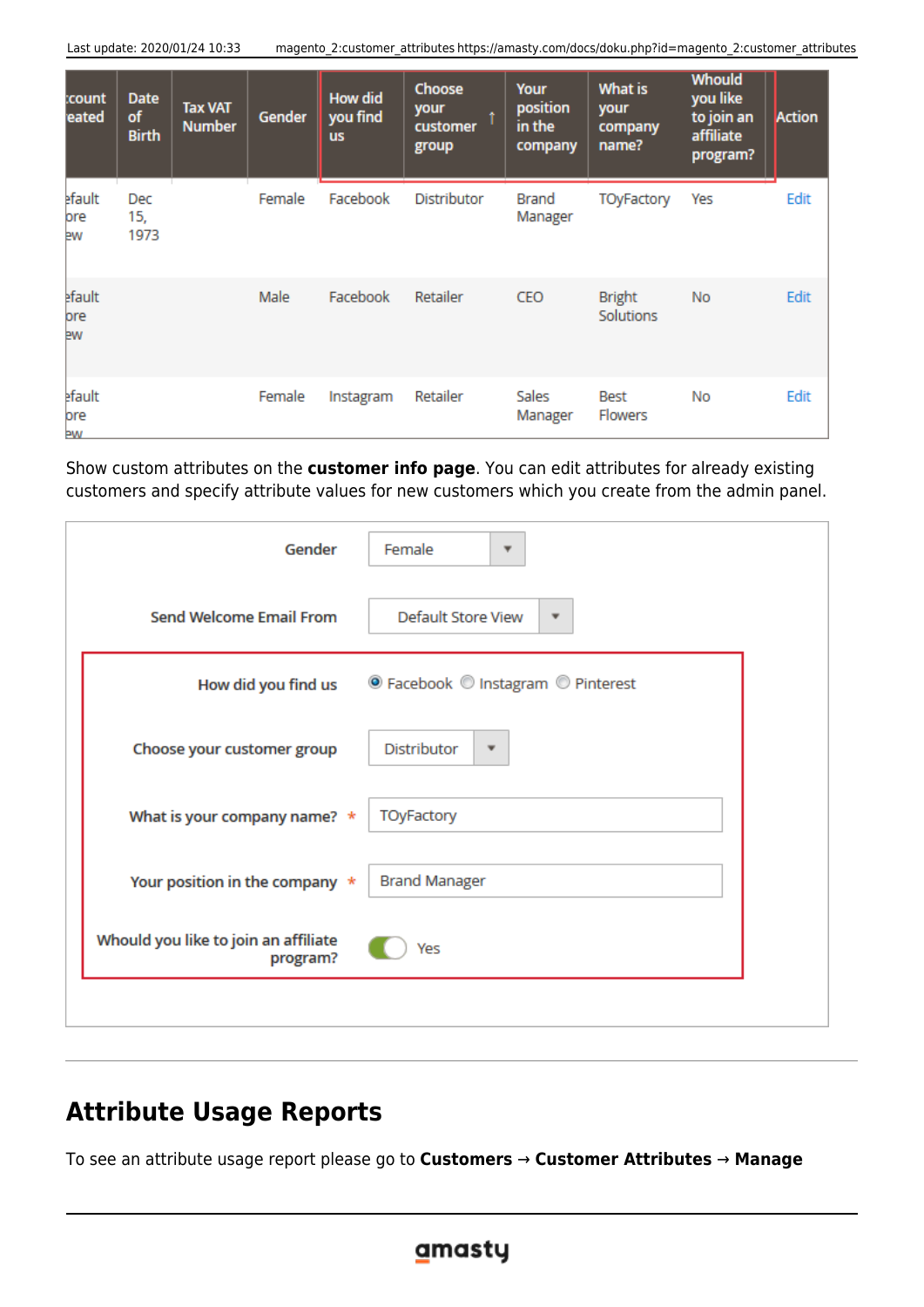| ccount eated | Date of Birth | Tax VAT Number | Gender | How did you find us | Choose your customer group ↑ | Your position in the company | What is your company name? | Whould you like to join an affiliate program? | Action |
|---|---|---|---|---|---|---|---|---|---|
| efault ore ew | Dec 15, 1973 | | Female | Facebook | Distributor | Brand Manager | TOyFactory | Yes | Edit |
| efault ore ew | | | Male | Facebook | Retailer | CEO | Bright Solutions | No | Edit |
| efault ore ew | | | Female | Instagram | Retailer | Sales Manager | Best Flowers | No | Edit |

Show custom attributes on the **customer info page**. You can edit attributes for already existing customers and specify attribute values for new customers which you create from the admin panel.

| | |
|---|---|
| Gender | Female |
| Send Welcome Email From | Default Store View |
| How did you find us | (•) Facebook ( ) Instagram ( ) Pinterest |
| Choose your customer group | Distributor |
| What is your company name? * | TOyFactory |
| Your position in the company * | Brand Manager |
| Whould you like to join an affiliate program? | Yes |

## Attribute Usage Reports

To see an attribute usage report please go to **Customers** → **Customer Attributes** → **Manage**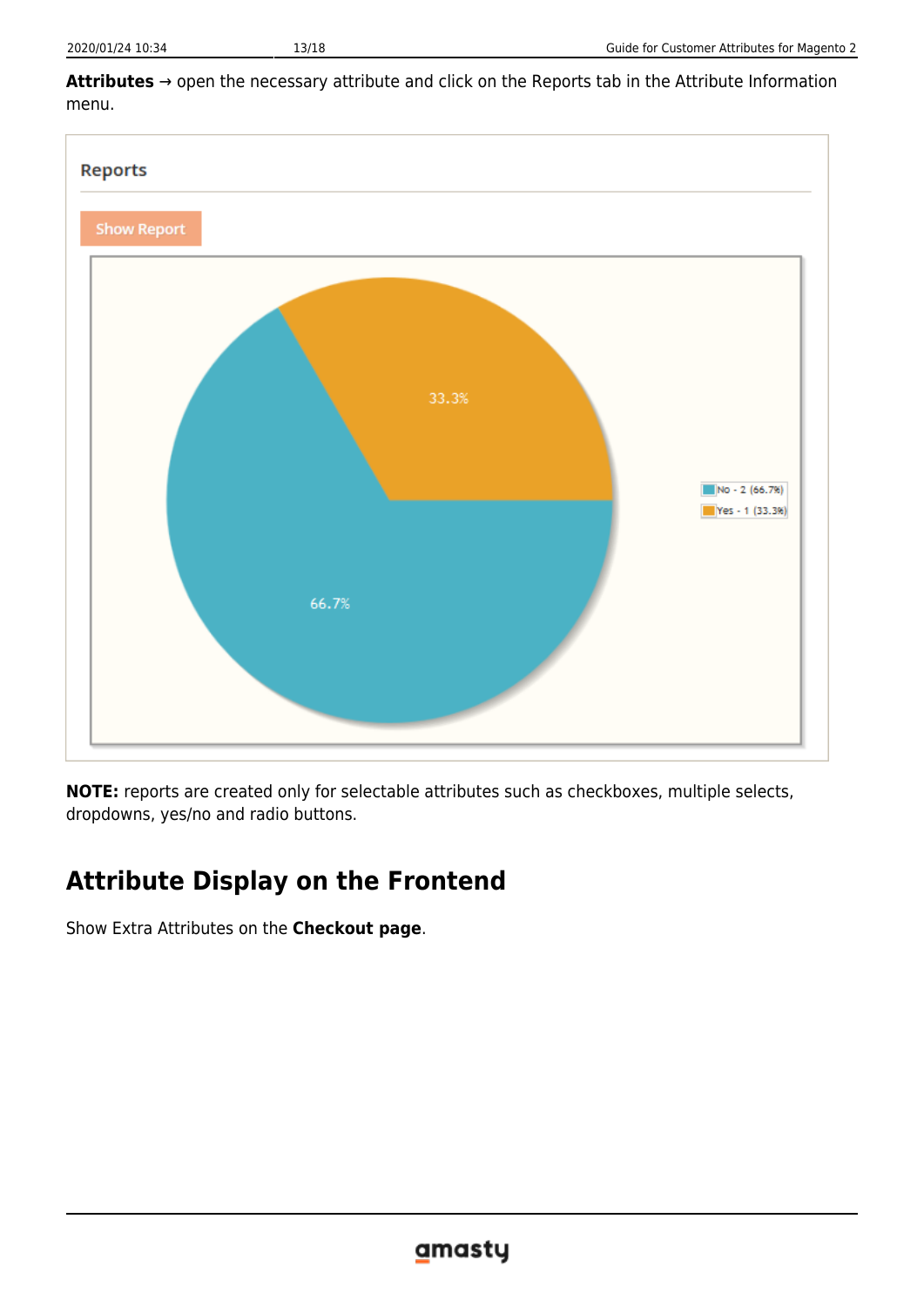**Attributes** → open the necessary attribute and click on the Reports tab in the Attribute Information menu.

**NOTE:** reports are created only for selectable attributes such as checkboxes, multiple selects, dropdowns, yes/no and radio buttons.

## Attribute Display on the Frontend

Show Extra Attributes on the **Checkout page**.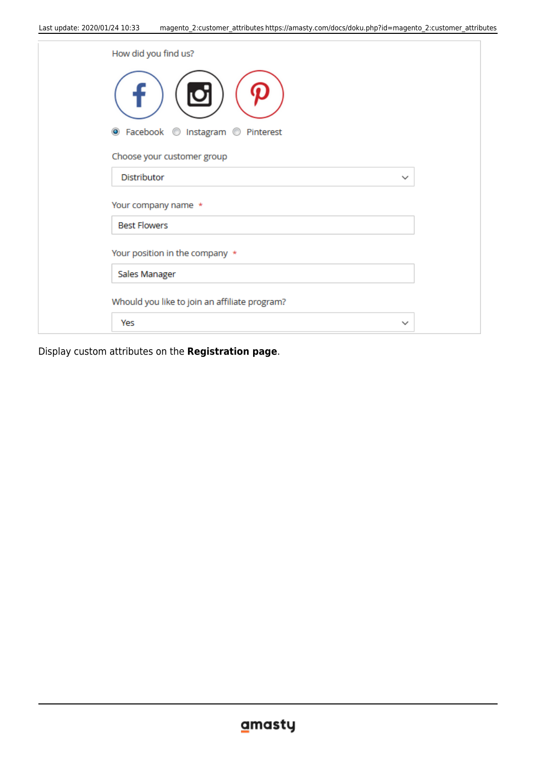Display custom attributes on the **Registration page**.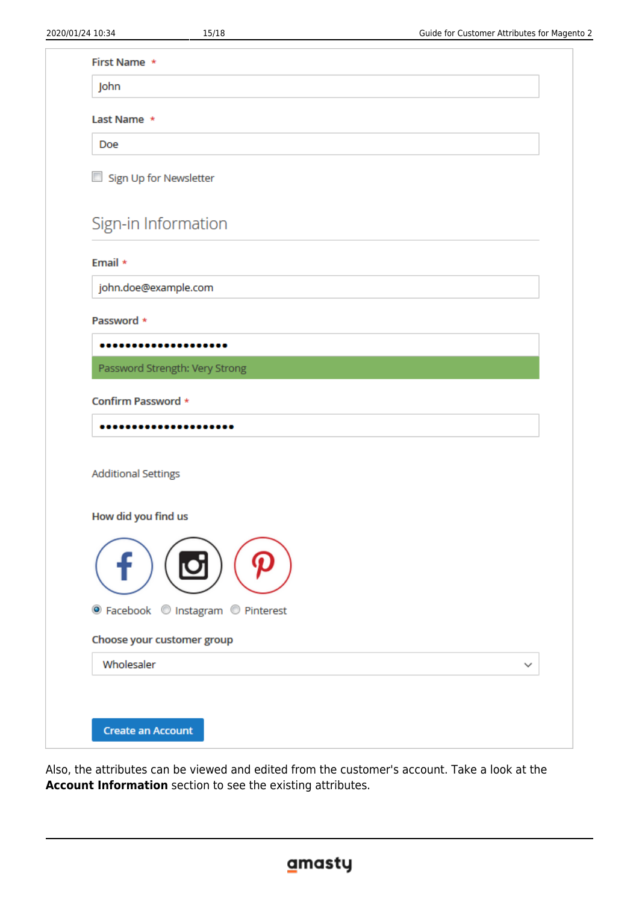First Name *

John

Last Name *

Doe

Sign Up for Newsletter

Sign-in Information

Email *

john.doe@example.com

Password *

Password Strength: Very Strong

Confirm Password *

Additional Settings

How did you find us

Facebook Instagram Pinterest

Choose your customer group

Wholesaler

Create an Account

Also, the attributes can be viewed and edited from the customer's account. Take a look at the **Account Information** section to see the existing attributes.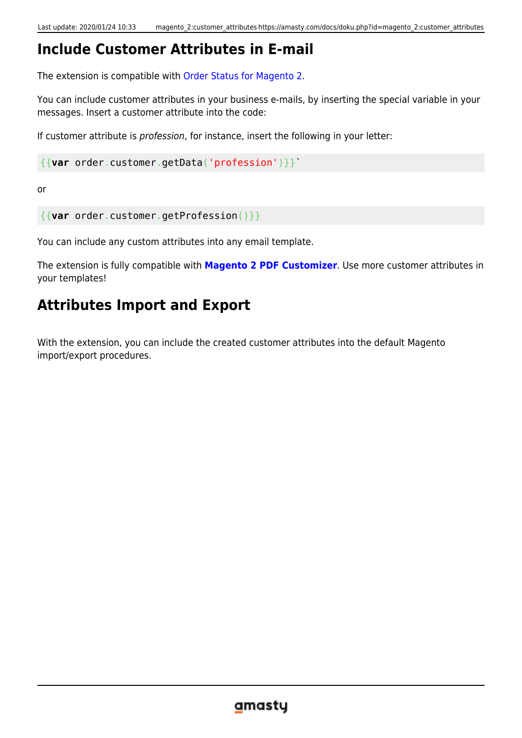## Include Customer Attributes in E-mail

The extension is compatible with Order Status for Magento 2.

You can include customer attributes in your business e-mails, by inserting the special variable in your messages. Insert a customer attribute into the code:

If customer attribute is *profession*, for instance, insert the following in your letter:

```
{{var order.customer.getData('profession')}}`
```

or

```
{{var order.customer.getProfession()}}
```

You can include any custom attributes into any email template.

The extension is fully compatible with **Magento 2 PDF Customizer**. Use more customer attributes in your templates!

## Attributes Import and Export

With the extension, you can include the created customer attributes into the default Magento import/export procedures.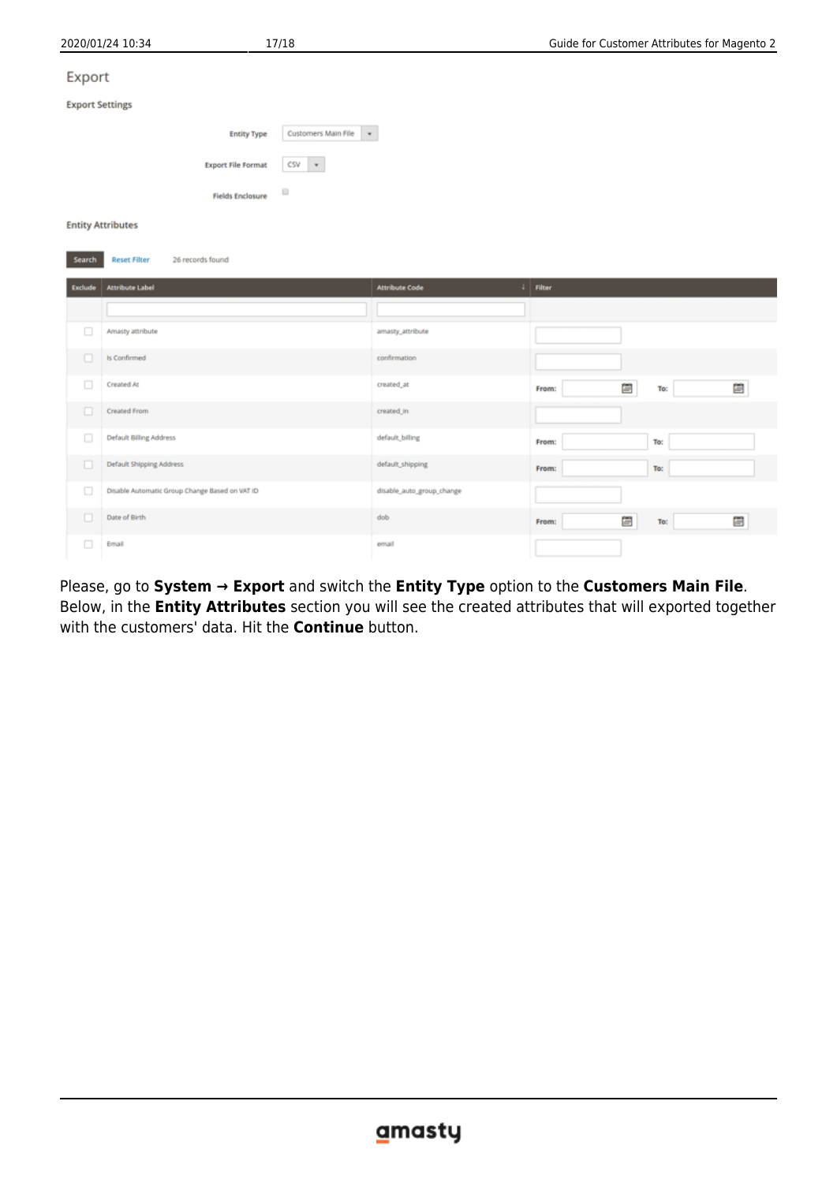## Export

**Export Settings**

Entity Type: Customers Main File

Export File Format: CSV

Fields Enclosure

**Entity Attributes**

Search | Reset Filter | 26 records found

| Exclude | Attribute Label | Attribute Code | Filter |
|---|---|---|---|
| | | | |
| ☐ | Amasty attribute | amasty_attribute | |
| ☐ | Is Confirmed | confirmation | |
| ☐ | Created At | created_at | From: To: |
| ☐ | Created From | created_in | |
| ☐ | Default Billing Address | default_billing | From: To: |
| ☐ | Default Shipping Address | default_shipping | From: To: |
| ☐ | Disable Automatic Group Change Based on VAT ID | disable_auto_group_change | |
| ☐ | Date of Birth | dob | From: To: |
| ☐ | Email | email | |

Please, go to **System → Export** and switch the **Entity Type** option to the **Customers Main File**. Below, in the **Entity Attributes** section you will see the created attributes that will exported together with the customers' data. Hit the **Continue** button.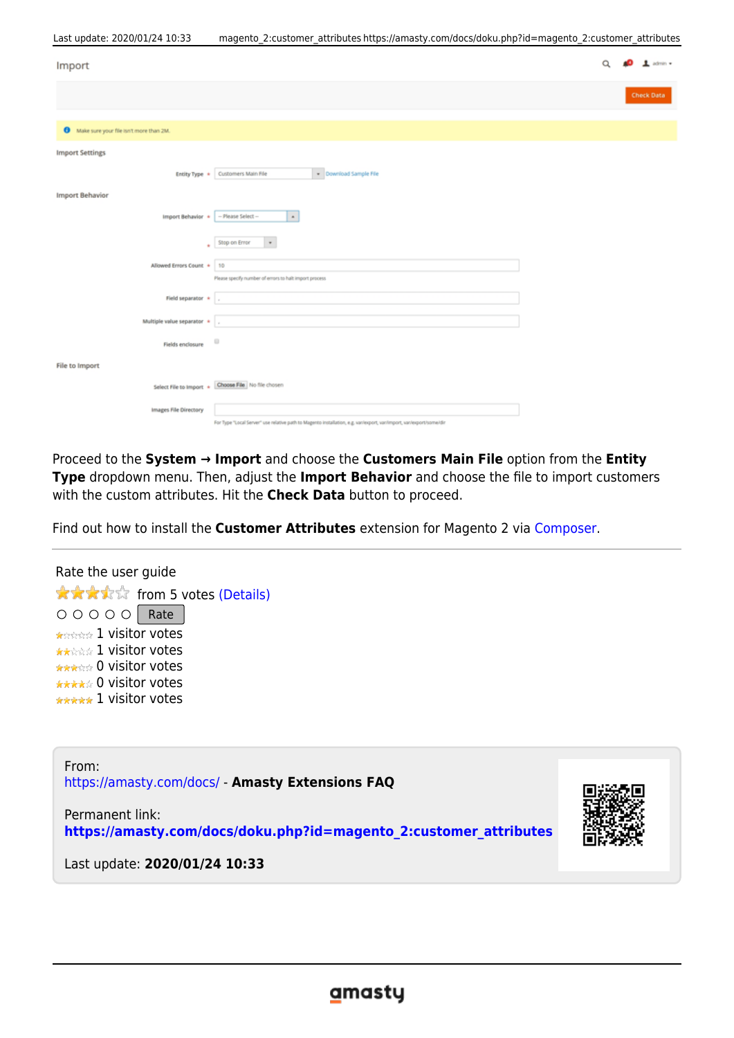Proceed to the **System → Import** and choose the **Customers Main File** option from the **Entity Type** dropdown menu. Then, adjust the **Import Behavior** and choose the file to import customers with the custom attributes. Hit the **Check Data** button to proceed.

Find out how to install the **Customer Attributes** extension for Magento 2 via Composer.

Rate the user guide

from 5 votes (Details)

Rate

1 visitor votes
1 visitor votes
0 visitor votes
0 visitor votes
1 visitor votes

From:
https://amasty.com/docs/ - **Amasty Extensions FAQ**

Permanent link:
**https://amasty.com/docs/doku.php?id=magento_2:customer_attributes**

Last update: **2020/01/24 10:33**